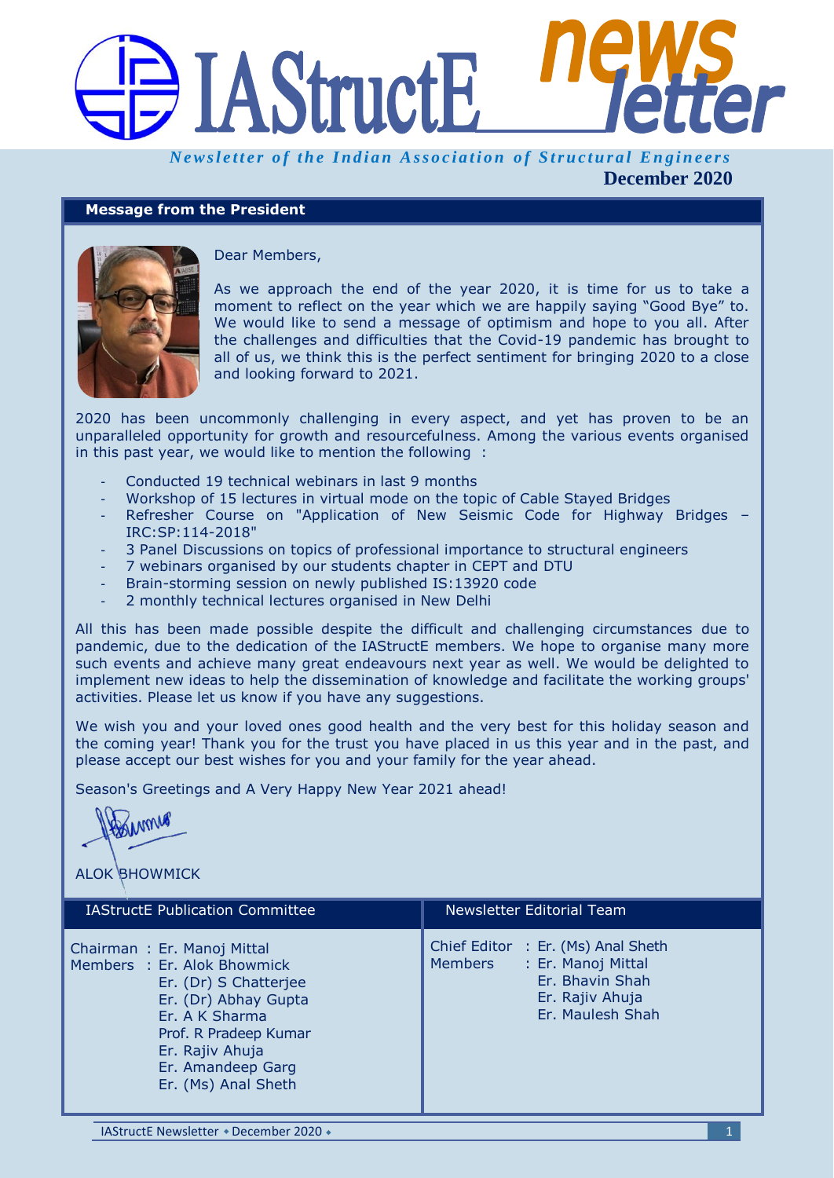# IAStructE newsletter

*Newsletter of the Indian Association of Structural Engineers*

**December 2020**

## Message from the President

Dear Members,

As we approach the end of the year 2020, it is time for us to take a moment to reflect on the year which we are happily saying "Good Bye" to. We would like to send a message of optimism and hope to you all. After the challenges and difficulties that the Covid-19 pandemic has brought to all of us, we think this is the perfect sentiment for bringing 2020 to a close and looking forward to 2021.

2020 has been uncommonly challenging in every aspect, and yet has proven to be an unparalleled opportunity for growth and resourcefulness. Among the various events organised in this past year, we would like to mention the following :

- Conducted 19 technical webinars in last 9 months
- Workshop of 15 lectures in virtual mode on the topic of Cable Stayed Bridges
- Refresher Course on "Application of New Seismic Code for Highway Bridges – IRC:SP:114-2018"
- 3 Panel Discussions on topics of professional importance to structural engineers
- 7 webinars organised by our students chapter in CEPT and DTU
- Brain-storming session on newly published IS:13920 code
- 2 monthly technical lectures organised in New Delhi

All this has been made possible despite the difficult and challenging circumstances due to pandemic, due to the dedication of the IAStructE members. We hope to organise many more such events and achieve many great endeavours next year as well. We would be delighted to implement new ideas to help the dissemination of knowledge and facilitate the working groups' activities. Please let us know if you have any suggestions.

We wish you and your loved ones good health and the very best for this holiday season and the coming year! Thank you for the trust you have placed in us this year and in the past, and please accept our best wishes for you and your family for the year ahead.

Season's Greetings and A Very Happy New Year 2021 ahead!

ALOK BHOWMICK

### IAStructE Publication Committee

Chairman : Er. Manoj Mittal
Members : Er. Alok Bhowmick
Er. (Dr) S Chatterjee
Er. (Dr) Abhay Gupta
Er. A K Sharma
Prof. R Pradeep Kumar
Er. Rajiv Ahuja
Er. Amandeep Garg
Er. (Ms) Anal Sheth

### Newsletter Editorial Team

Chief Editor : Er. (Ms) Anal Sheth
Members : Er. Manoj Mittal
Er. Bhavin Shah
Er. Rajiv Ahuja
Er. Maulesh Shah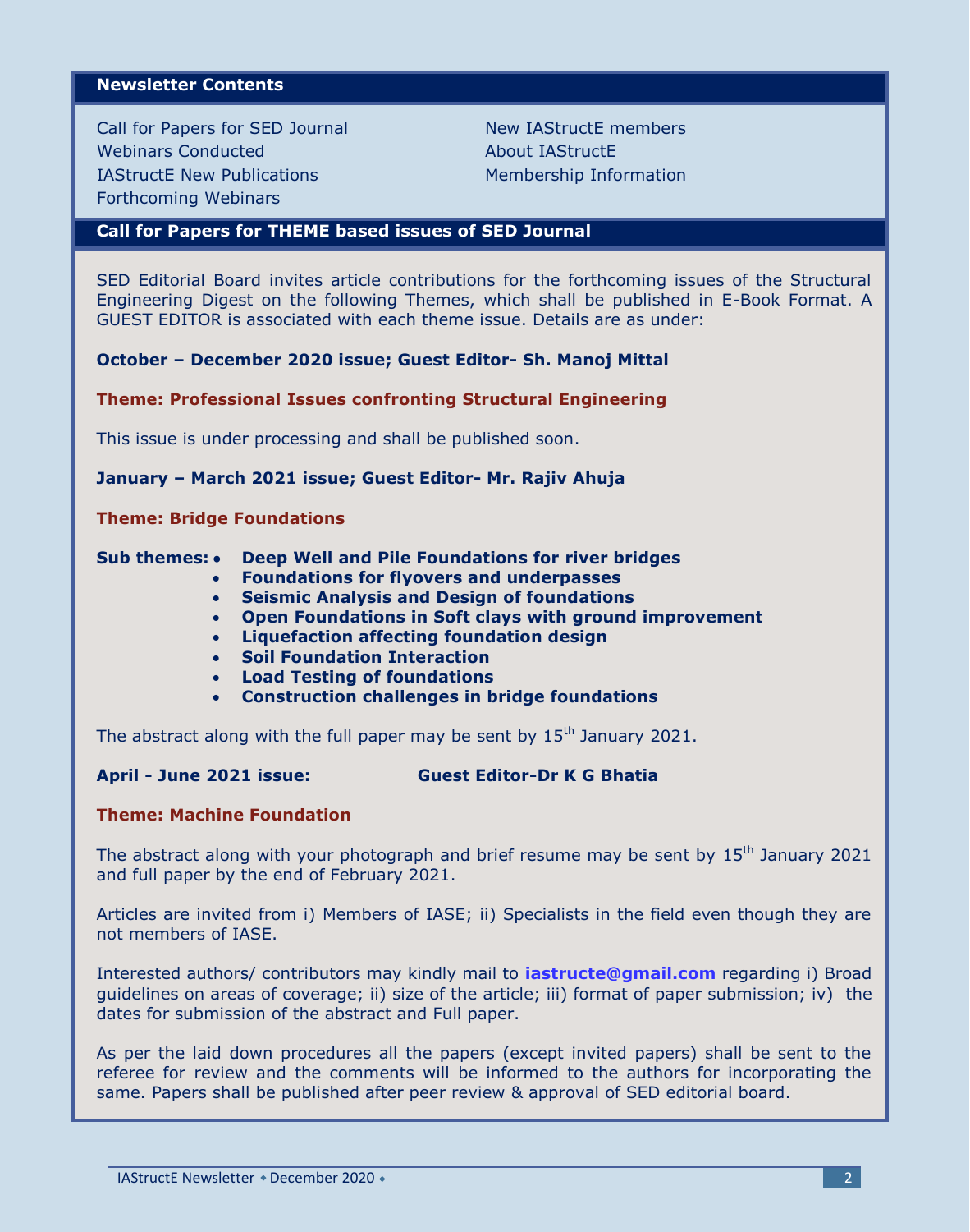## Newsletter Contents

- Call for Papers for SED Journal
- Webinars Conducted
- IAStructE New Publications
- Forthcoming Webinars
- New IAStructE members
- About IAStructE
- Membership Information

## Call for Papers for THEME based issues of SED Journal

SED Editorial Board invites article contributions for the forthcoming issues of the Structural Engineering Digest on the following Themes, which shall be published in E-Book Format. A GUEST EDITOR is associated with each theme issue. Details are as under:

**October – December 2020 issue; Guest Editor- Sh. Manoj Mittal**

**Theme: Professional Issues confronting Structural Engineering**

This issue is under processing and shall be published soon.

**January – March 2021 issue; Guest Editor- Mr. Rajiv Ahuja**

**Theme: Bridge Foundations**

**Sub themes:**

- **Deep Well and Pile Foundations for river bridges**
- **Foundations for flyovers and underpasses**
- **Seismic Analysis and Design of foundations**
- **Open Foundations in Soft clays with ground improvement**
- **Liquefaction affecting foundation design**
- **Soil Foundation Interaction**
- **Load Testing of foundations**
- **Construction challenges in bridge foundations**

The abstract along with the full paper may be sent by 15th January 2021.

**April - June 2021 issue: Guest Editor-Dr K G Bhatia**

**Theme: Machine Foundation**

The abstract along with your photograph and brief resume may be sent by 15th January 2021 and full paper by the end of February 2021.

Articles are invited from i) Members of IASE; ii) Specialists in the field even though they are not members of IASE.

Interested authors/ contributors may kindly mail to **iastructe@gmail.com** regarding i) Broad guidelines on areas of coverage; ii) size of the article; iii) format of paper submission; iv) the dates for submission of the abstract and Full paper.

As per the laid down procedures all the papers (except invited papers) shall be sent to the referee for review and the comments will be informed to the authors for incorporating the same. Papers shall be published after peer review & approval of SED editorial board.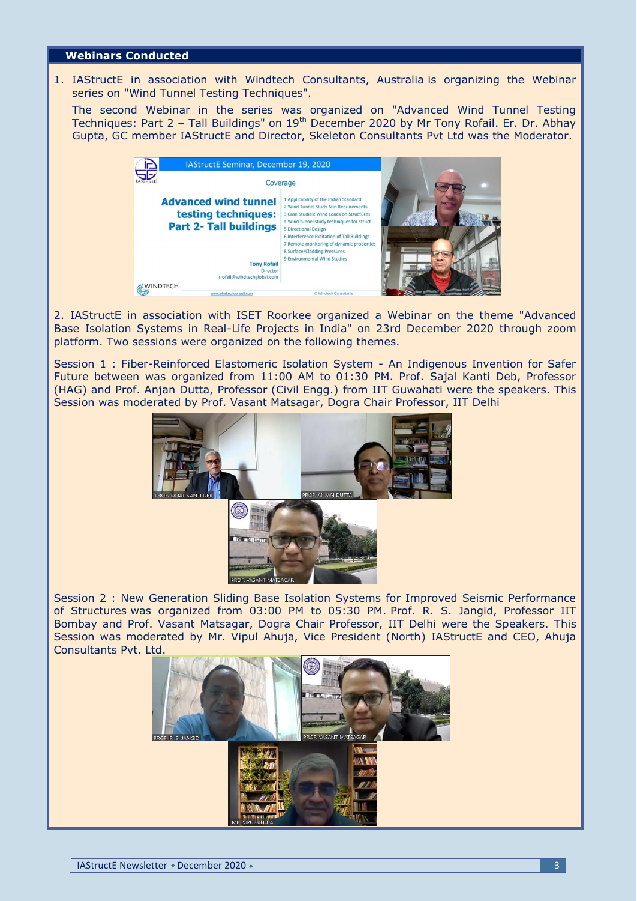## Webinars Conducted

1. IAStructE in association with Windtech Consultants, Australia is organizing the Webinar series on "Wind Tunnel Testing Techniques".

   The second Webinar in the series was organized on "Advanced Wind Tunnel Testing Techniques: Part 2 – Tall Buildings" on 19th December 2020 by Mr Tony Rofail. Er. Dr. Abhay Gupta, GC member IAStructE and Director, Skeleton Consultants Pvt Ltd was the Moderator.

2. IAStructE in association with ISET Roorkee organized a Webinar on the theme "Advanced Base Isolation Systems in Real-Life Projects in India" on 23rd December 2020 through zoom platform. Two sessions were organized on the following themes.

Session 1 : Fiber-Reinforced Elastomeric Isolation System - An Indigenous Invention for Safer Future between was organized from 11:00 AM to 01:30 PM. Prof. Sajal Kanti Deb, Professor (HAG) and Prof. Anjan Dutta, Professor (Civil Engg.) from IIT Guwahati were the speakers. This Session was moderated by Prof. Vasant Matsagar, Dogra Chair Professor, IIT Delhi

Session 2 : New Generation Sliding Base Isolation Systems for Improved Seismic Performance of Structures was organized from 03:00 PM to 05:30 PM. Prof. R. S. Jangid, Professor IIT Bombay and Prof. Vasant Matsagar, Dogra Chair Professor, IIT Delhi were the Speakers. This Session was moderated by Mr. Vipul Ahuja, Vice President (North) IAStructE and CEO, Ahuja Consultants Pvt. Ltd.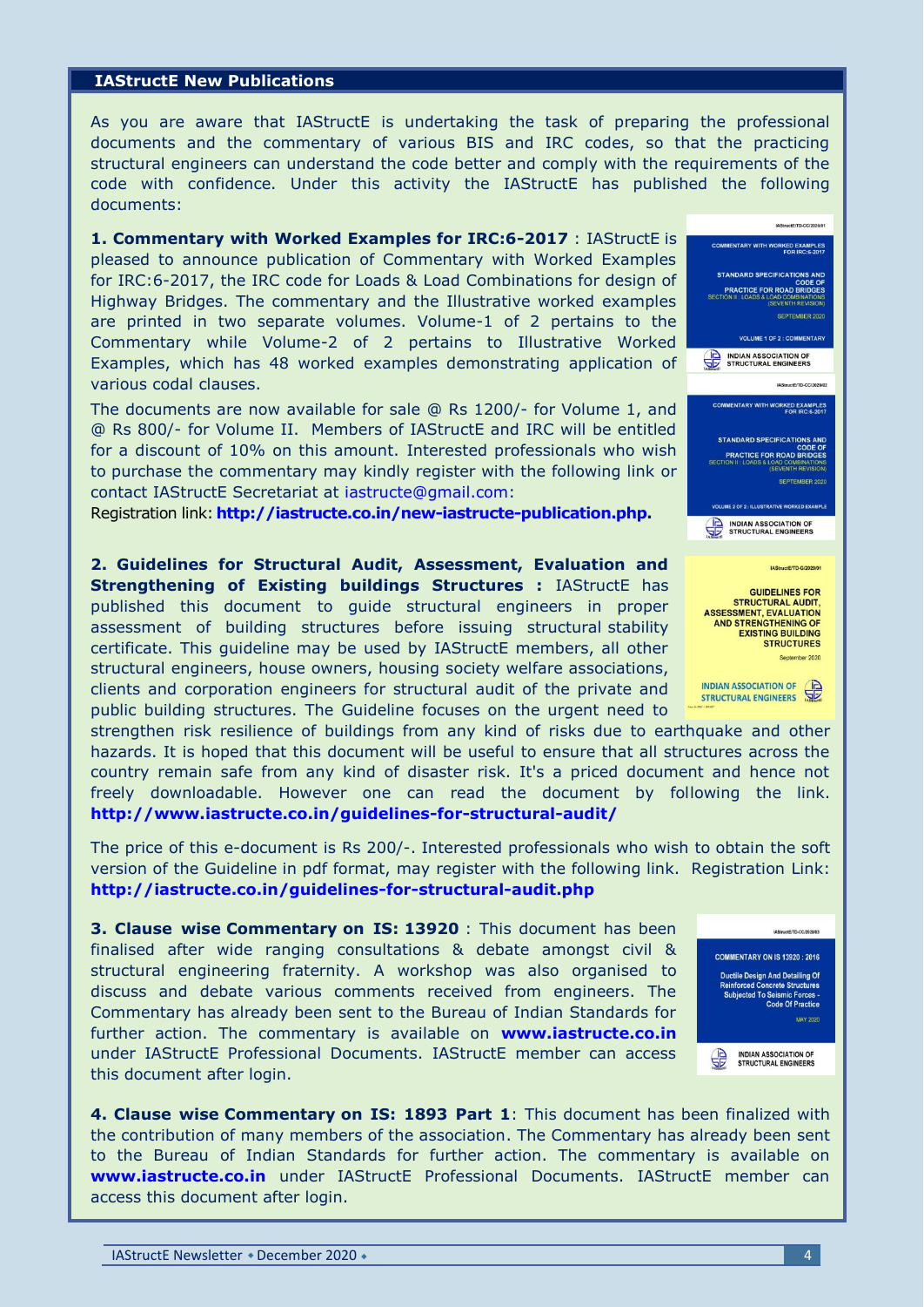## IAStructE New Publications

As you are aware that IAStructE is undertaking the task of preparing the professional documents and the commentary of various BIS and IRC codes, so that the practicing structural engineers can understand the code better and comply with the requirements of the code with confidence. Under this activity the IAStructE has published the following documents:

**1. Commentary with Worked Examples for IRC:6-2017** : IAStructE is pleased to announce publication of Commentary with Worked Examples for IRC:6-2017, the IRC code for Loads & Load Combinations for design of Highway Bridges. The commentary and the Illustrative worked examples are printed in two separate volumes. Volume-1 of 2 pertains to the Commentary while Volume-2 of 2 pertains to Illustrative Worked Examples, which has 48 worked examples demonstrating application of various codal clauses.

The documents are now available for sale @ Rs 1200/- for Volume 1, and @ Rs 800/- for Volume II. Members of IAStructE and IRC will be entitled for a discount of 10% on this amount. Interested professionals who wish to purchase the commentary may kindly register with the following link or contact IAStructE Secretariat at iastructe@gmail.com:

Registration link: **http://iastructe.co.in/new-iastructe-publication.php.**

**2. Guidelines for Structural Audit, Assessment, Evaluation and Strengthening of Existing buildings Structures :** IAStructE has published this document to guide structural engineers in proper assessment of building structures before issuing structural stability certificate. This guideline may be used by IAStructE members, all other structural engineers, house owners, housing society welfare associations, clients and corporation engineers for structural audit of the private and public building structures. The Guideline focuses on the urgent need to strengthen risk resilience of buildings from any kind of risks due to earthquake and other hazards. It is hoped that this document will be useful to ensure that all structures across the country remain safe from any kind of disaster risk. It's a priced document and hence not freely downloadable. However one can read the document by following the link. **http://www.iastructe.co.in/guidelines-for-structural-audit/**

The price of this e-document is Rs 200/-. Interested professionals who wish to obtain the soft version of the Guideline in pdf format, may register with the following link. Registration Link: **http://iastructe.co.in/guidelines-for-structural-audit.php**

**3. Clause wise Commentary on IS: 13920** : This document has been finalised after wide ranging consultations & debate amongst civil & structural engineering fraternity. A workshop was also organised to discuss and debate various comments received from engineers. The Commentary has already been sent to the Bureau of Indian Standards for further action. The commentary is available on **www.iastructe.co.in** under IAStructE Professional Documents. IAStructE member can access this document after login.

**4. Clause wise Commentary on IS: 1893 Part 1**: This document has been finalized with the contribution of many members of the association. The Commentary has already been sent to the Bureau of Indian Standards for further action. The commentary is available on **www.iastructe.co.in** under IAStructE Professional Documents. IAStructE member can access this document after login.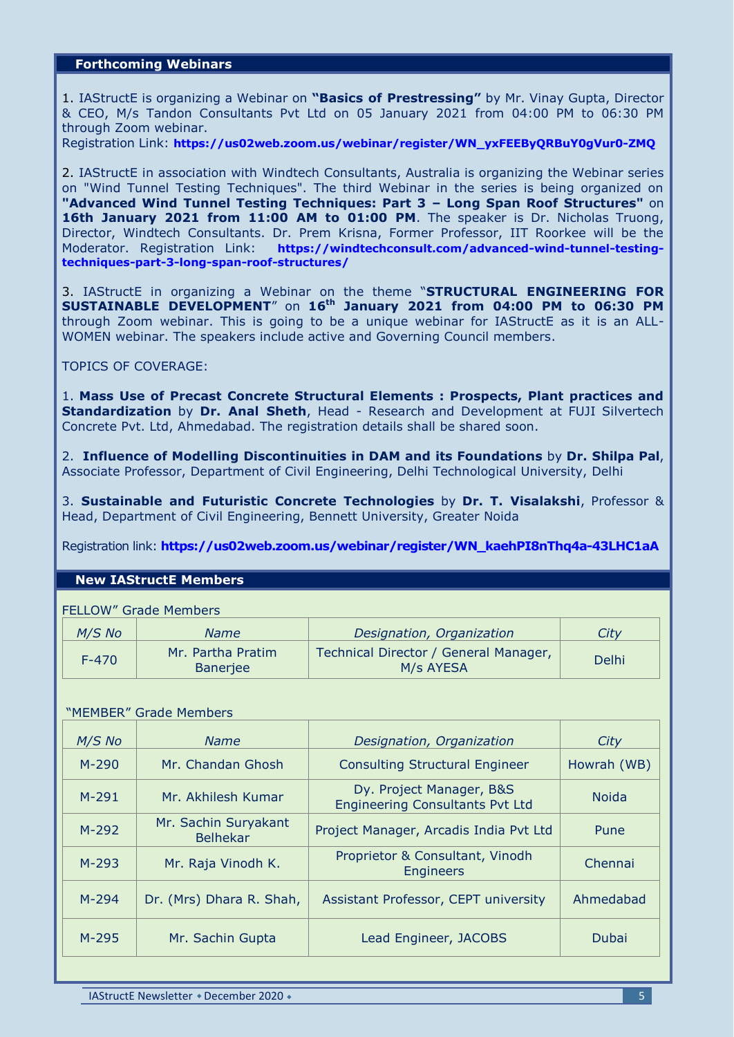## Forthcoming Webinars

1. IAStructE is organizing a Webinar on **"Basics of Prestressing"** by Mr. Vinay Gupta, Director & CEO, M/s Tandon Consultants Pvt Ltd on 05 January 2021 from 04:00 PM to 06:30 PM through Zoom webinar.
Registration Link: **https://us02web.zoom.us/webinar/register/WN_yxFEEByQRBuY0gVur0-ZMQ**

2. IAStructE in association with Windtech Consultants, Australia is organizing the Webinar series on "Wind Tunnel Testing Techniques". The third Webinar in the series is being organized on **"Advanced Wind Tunnel Testing Techniques: Part 3 – Long Span Roof Structures"** on **16th January 2021 from 11:00 AM to 01:00 PM**. The speaker is Dr. Nicholas Truong, Director, Windtech Consultants. Dr. Prem Krisna, Former Professor, IIT Roorkee will be the Moderator. Registration Link: **https://windtechconsult.com/advanced-wind-tunnel-testing-techniques-part-3-long-span-roof-structures/**

3. IAStructE in organizing a Webinar on the theme "**STRUCTURAL ENGINEERING FOR SUSTAINABLE DEVELOPMENT**" on **16th January 2021 from 04:00 PM to 06:30 PM** through Zoom webinar. This is going to be a unique webinar for IAStructE as it is an ALL-WOMEN webinar. The speakers include active and Governing Council members.

TOPICS OF COVERAGE:

1. **Mass Use of Precast Concrete Structural Elements : Prospects, Plant practices and Standardization** by **Dr. Anal Sheth**, Head - Research and Development at FUJI Silvertech Concrete Pvt. Ltd, Ahmedabad. The registration details shall be shared soon.

2. **Influence of Modelling Discontinuities in DAM and its Foundations** by **Dr. Shilpa Pal**, Associate Professor, Department of Civil Engineering, Delhi Technological University, Delhi

3. **Sustainable and Futuristic Concrete Technologies** by **Dr. T. Visalakshi**, Professor & Head, Department of Civil Engineering, Bennett University, Greater Noida

Registration link: **https://us02web.zoom.us/webinar/register/WN_kaehPI8nThq4a-43LHC1aA**

## New IAStructE Members

FELLOW" Grade Members

| *M/S No* | *Name* | *Designation, Organization* | *City* |
|---|---|---|---|
| F-470 | Mr. Partha Pratim Banerjee | Technical Director / General Manager, M/s AYESA | Delhi |

"MEMBER" Grade Members

| *M/S No* | *Name* | *Designation, Organization* | *City* |
|---|---|---|---|
| M-290 | Mr. Chandan Ghosh | Consulting Structural Engineer | Howrah (WB) |
| M-291 | Mr. Akhilesh Kumar | Dy. Project Manager, B&S Engineering Consultants Pvt Ltd | Noida |
| M-292 | Mr. Sachin Suryakant Belhekar | Project Manager, Arcadis India Pvt Ltd | Pune |
| M-293 | Mr. Raja Vinodh K. | Proprietor & Consultant, Vinodh Engineers | Chennai |
| M-294 | Dr. (Mrs) Dhara R. Shah, | Assistant Professor, CEPT university | Ahmedabad |
| M-295 | Mr. Sachin Gupta | Lead Engineer, JACOBS | Dubai |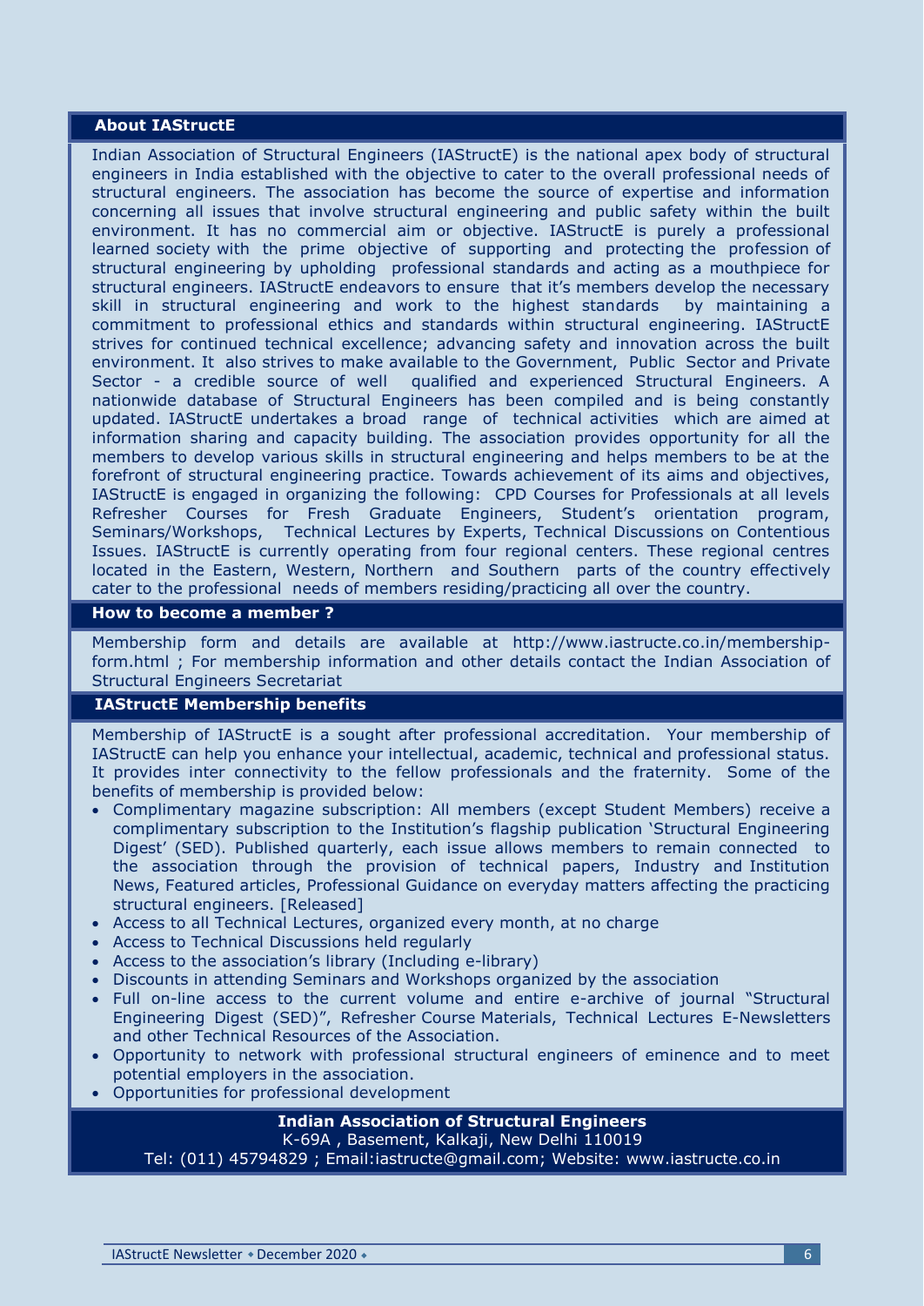## About IAStructE

Indian Association of Structural Engineers (IAStructE) is the national apex body of structural engineers in India established with the objective to cater to the overall professional needs of structural engineers. The association has become the source of expertise and information concerning all issues that involve structural engineering and public safety within the built environment. It has no commercial aim or objective. IAStructE is purely a professional learned society with the prime objective of supporting and protecting the profession of structural engineering by upholding professional standards and acting as a mouthpiece for structural engineers. IAStructE endeavors to ensure that it's members develop the necessary skill in structural engineering and work to the highest standards by maintaining a commitment to professional ethics and standards within structural engineering. IAStructE strives for continued technical excellence; advancing safety and innovation across the built environment. It also strives to make available to the Government, Public Sector and Private Sector - a credible source of well qualified and experienced Structural Engineers. A nationwide database of Structural Engineers has been compiled and is being constantly updated. IAStructE undertakes a broad range of technical activities which are aimed at information sharing and capacity building. The association provides opportunity for all the members to develop various skills in structural engineering and helps members to be at the forefront of structural engineering practice. Towards achievement of its aims and objectives, IAStructE is engaged in organizing the following: CPD Courses for Professionals at all levels Refresher Courses for Fresh Graduate Engineers, Student's orientation program, Seminars/Workshops, Technical Lectures by Experts, Technical Discussions on Contentious Issues. IAStructE is currently operating from four regional centers. These regional centres located in the Eastern, Western, Northern and Southern parts of the country effectively cater to the professional needs of members residing/practicing all over the country.

## How to become a member ?

Membership form and details are available at http://www.iastructe.co.in/membership-form.html ; For membership information and other details contact the Indian Association of Structural Engineers Secretariat

## IAStructE Membership benefits

Membership of IAStructE is a sought after professional accreditation. Your membership of IAStructE can help you enhance your intellectual, academic, technical and professional status. It provides inter connectivity to the fellow professionals and the fraternity. Some of the benefits of membership is provided below:

- Complimentary magazine subscription: All members (except Student Members) receive a complimentary subscription to the Institution's flagship publication 'Structural Engineering Digest' (SED). Published quarterly, each issue allows members to remain connected to the association through the provision of technical papers, Industry and Institution News, Featured articles, Professional Guidance on everyday matters affecting the practicing structural engineers. [Released]
- Access to all Technical Lectures, organized every month, at no charge
- Access to Technical Discussions held regularly
- Access to the association's library (Including e-library)
- Discounts in attending Seminars and Workshops organized by the association
- Full on-line access to the current volume and entire e-archive of journal "Structural Engineering Digest (SED)", Refresher Course Materials, Technical Lectures E-Newsletters and other Technical Resources of the Association.
- Opportunity to network with professional structural engineers of eminence and to meet potential employers in the association.
- Opportunities for professional development

**Indian Association of Structural Engineers**
K-69A , Basement, Kalkaji, New Delhi 110019
Tel: (011) 45794829 ; Email:iastructe@gmail.com; Website: www.iastructe.co.in